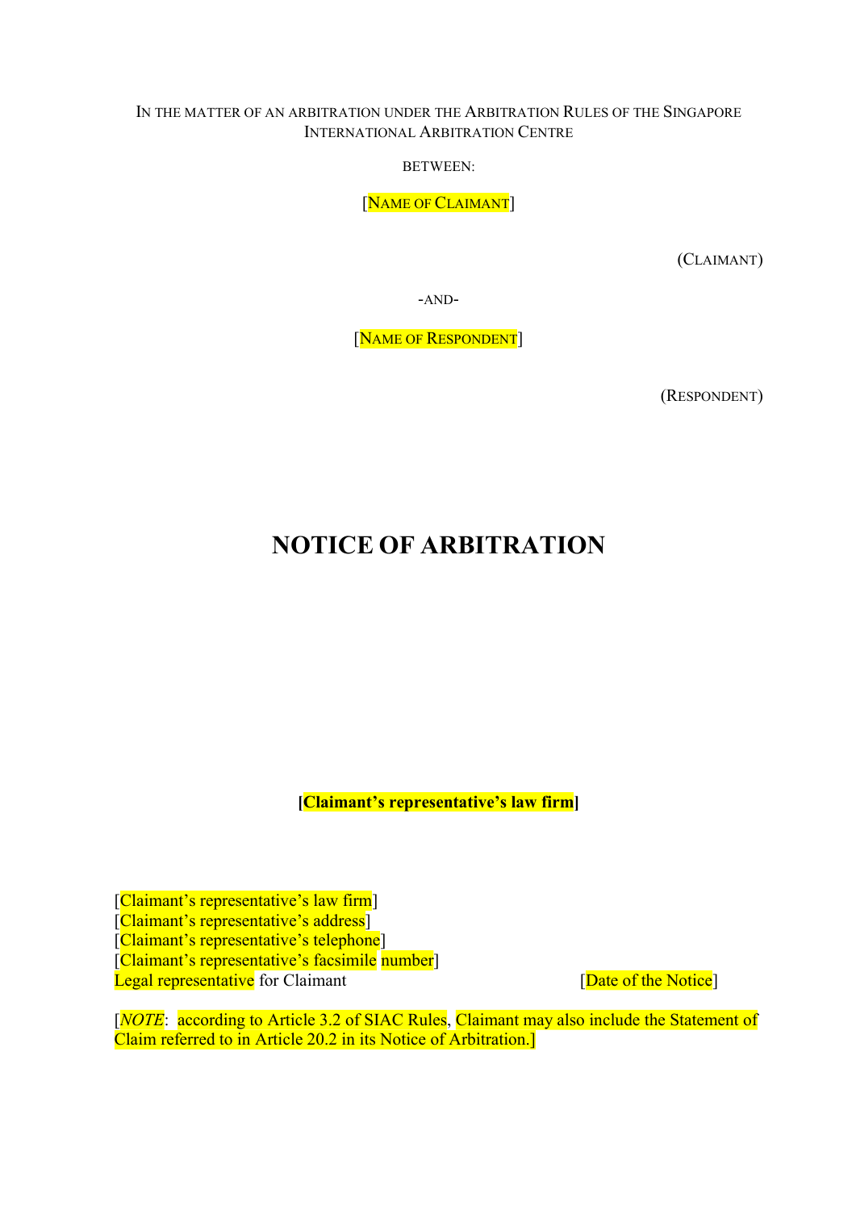IN THE MATTER OF AN ARBITRATION UNDER THE ARBITRATION RULES OF THE SINGAPORE INTERNATIONAL ARBITRATION CENTRE

BETWEEN:

[NAME OF CLAIMANT]

(CLAIMANT)

-AND-

[NAME OF RESPONDENT]

(RESPONDENT)

# NOTICE OF ARBITRATION

**[Claimant's representative's law firm]**

[Claimant's representative's law firm]  
[Claimant's representative's address]  
[Claimant's representative's telephone]  
[Claimant's representative's facsimile number]  
Legal representative for Claimant

[Date of the Notice]

[*NOTE*: according to Article 3.2 of SIAC Rules, Claimant may also include the Statement of Claim referred to in Article 20.2 in its Notice of Arbitration.]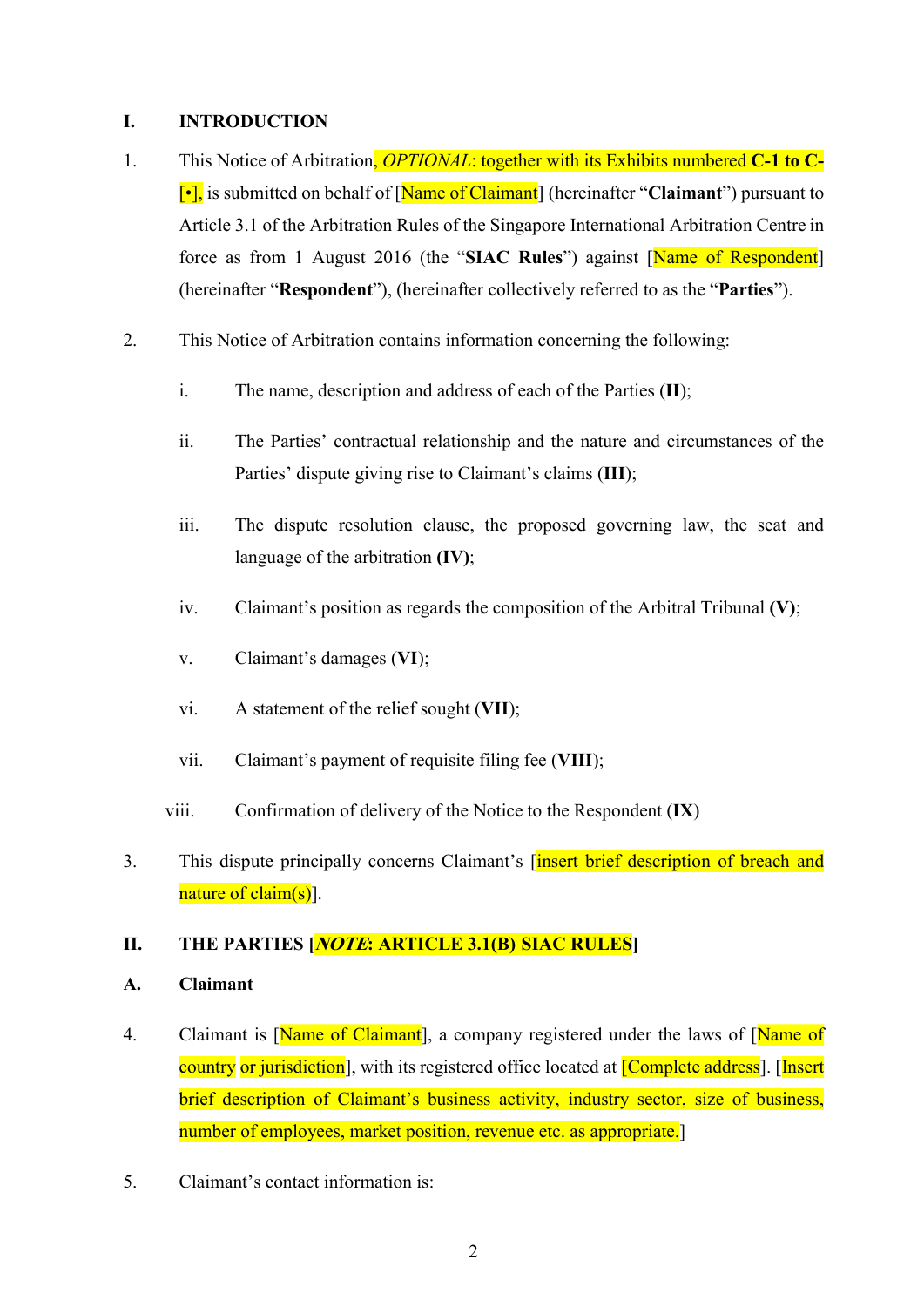## I. INTRODUCTION

1. This Notice of Arbitration, *OPTIONAL*: together with its Exhibits numbered **C-1 to C-[•]**, is submitted on behalf of [Name of Claimant] (hereinafter "**Claimant**") pursuant to Article 3.1 of the Arbitration Rules of the Singapore International Arbitration Centre in force as from 1 August 2016 (the "**SIAC Rules**") against [Name of Respondent] (hereinafter "**Respondent**"), (hereinafter collectively referred to as the "**Parties**").

2. This Notice of Arbitration contains information concerning the following:

   i. The name, description and address of each of the Parties (**II**);

   ii. The Parties' contractual relationship and the nature and circumstances of the Parties' dispute giving rise to Claimant's claims (**III**);

   iii. The dispute resolution clause, the proposed governing law, the seat and language of the arbitration **(IV)**;

   iv. Claimant's position as regards the composition of the Arbitral Tribunal **(V)**;

   v. Claimant's damages (**VI**);

   vi. A statement of the relief sought (**VII**);

   vii. Claimant's payment of requisite filing fee (**VIII**);

   viii. Confirmation of delivery of the Notice to the Respondent (**IX**)

3. This dispute principally concerns Claimant's [insert brief description of breach and nature of claim(s)].

## II. THE PARTIES [*NOTE*: ARTICLE 3.1(B) SIAC RULES]

### A. Claimant

4. Claimant is [Name of Claimant], a company registered under the laws of [Name of country or jurisdiction], with its registered office located at [Complete address]. [Insert brief description of Claimant's business activity, industry sector, size of business, number of employees, market position, revenue etc. as appropriate.]

5. Claimant's contact information is: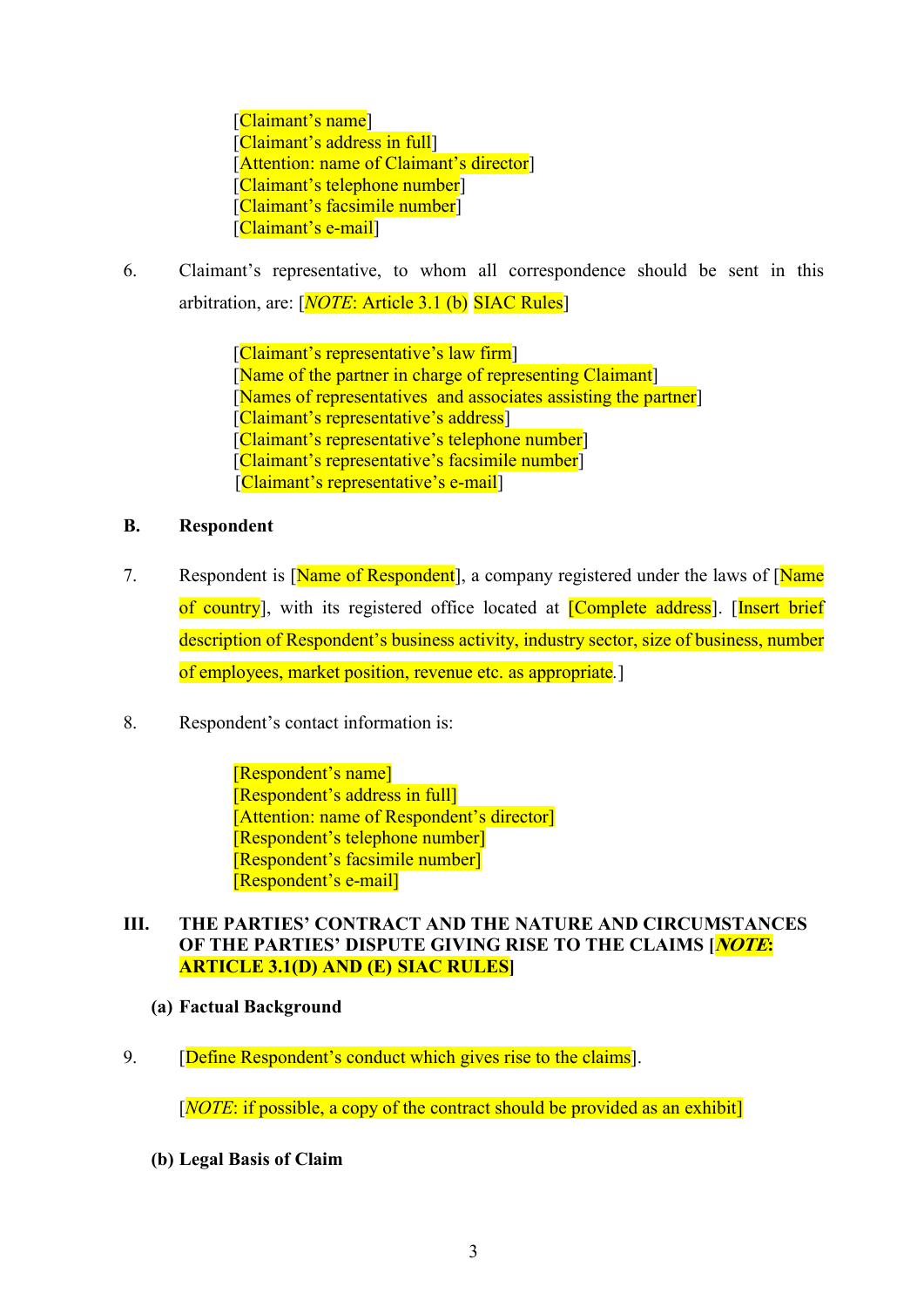[Claimant's name]
[Claimant's address in full]
[Attention: name of Claimant's director]
[Claimant's telephone number]
[Claimant's facsimile number]
[Claimant's e-mail]

6. Claimant's representative, to whom all correspondence should be sent in this arbitration, are: [*NOTE*: Article 3.1 (b) SIAC Rules]

[Claimant's representative's law firm]
[Name of the partner in charge of representing Claimant]
[Names of representatives and associates assisting the partner]
[Claimant's representative's address]
[Claimant's representative's telephone number]
[Claimant's representative's facsimile number]
[Claimant's representative's e-mail]

### B. Respondent

7. Respondent is [Name of Respondent], a company registered under the laws of [Name of country], with its registered office located at [Complete address]. [Insert brief description of Respondent's business activity, industry sector, size of business, number of employees, market position, revenue etc. as appropriate.]

8. Respondent's contact information is:

[Respondent's name]
[Respondent's address in full]
[Attention: name of Respondent's director]
[Respondent's telephone number]
[Respondent's facsimile number]
[Respondent's e-mail]

## III. THE PARTIES' CONTRACT AND THE NATURE AND CIRCUMSTANCES OF THE PARTIES' DISPUTE GIVING RISE TO THE CLAIMS [***NOTE*: ARTICLE 3.1(D) AND (E) SIAC RULES**]

### (a) Factual Background

9. [Define Respondent's conduct which gives rise to the claims].

[*NOTE*: if possible, a copy of the contract should be provided as an exhibit]

### (b) Legal Basis of Claim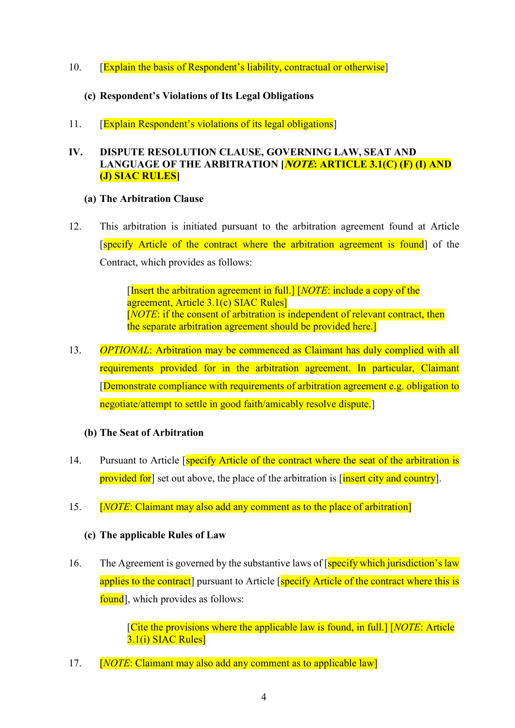10. [Explain the basis of Respondent's liability, contractual or otherwise]

**(c) Respondent's Violations of Its Legal Obligations**

11. [Explain Respondent's violations of its legal obligations]

## IV. DISPUTE RESOLUTION CLAUSE, GOVERNING LAW, SEAT AND LANGUAGE OF THE ARBITRATION [***NOTE*: ARTICLE 3.1(C) (F) (I) AND (J) SIAC RULES**]

**(a) The Arbitration Clause**

12. This arbitration is initiated pursuant to the arbitration agreement found at Article [specify Article of the contract where the arbitration agreement is found] of the Contract, which provides as follows:

> [Insert the arbitration agreement in full.] [*NOTE*: include a copy of the agreement, Article 3.1(c) SIAC Rules]
> [*NOTE*: if the consent of arbitration is independent of relevant contract, then the separate arbitration agreement should be provided here.]

13. *OPTIONAL*: Arbitration may be commenced as Claimant has duly complied with all requirements provided for in the arbitration agreement. In particular, Claimant [Demonstrate compliance with requirements of arbitration agreement e.g. obligation to negotiate/attempt to settle in good faith/amicably resolve dispute.]

**(b) The Seat of Arbitration**

14. Pursuant to Article [specify Article of the contract where the seat of the arbitration is provided for] set out above, the place of the arbitration is [insert city and country].

15. [*NOTE*: Claimant may also add any comment as to the place of arbitration]

**(c) The applicable Rules of Law**

16. The Agreement is governed by the substantive laws of [specify which jurisdiction's law applies to the contract] pursuant to Article [specify Article of the contract where this is found], which provides as follows:

> [Cite the provisions where the applicable law is found, in full.] [*NOTE*: Article 3.1(i) SIAC Rules]

17. [*NOTE*: Claimant may also add any comment as to applicable law]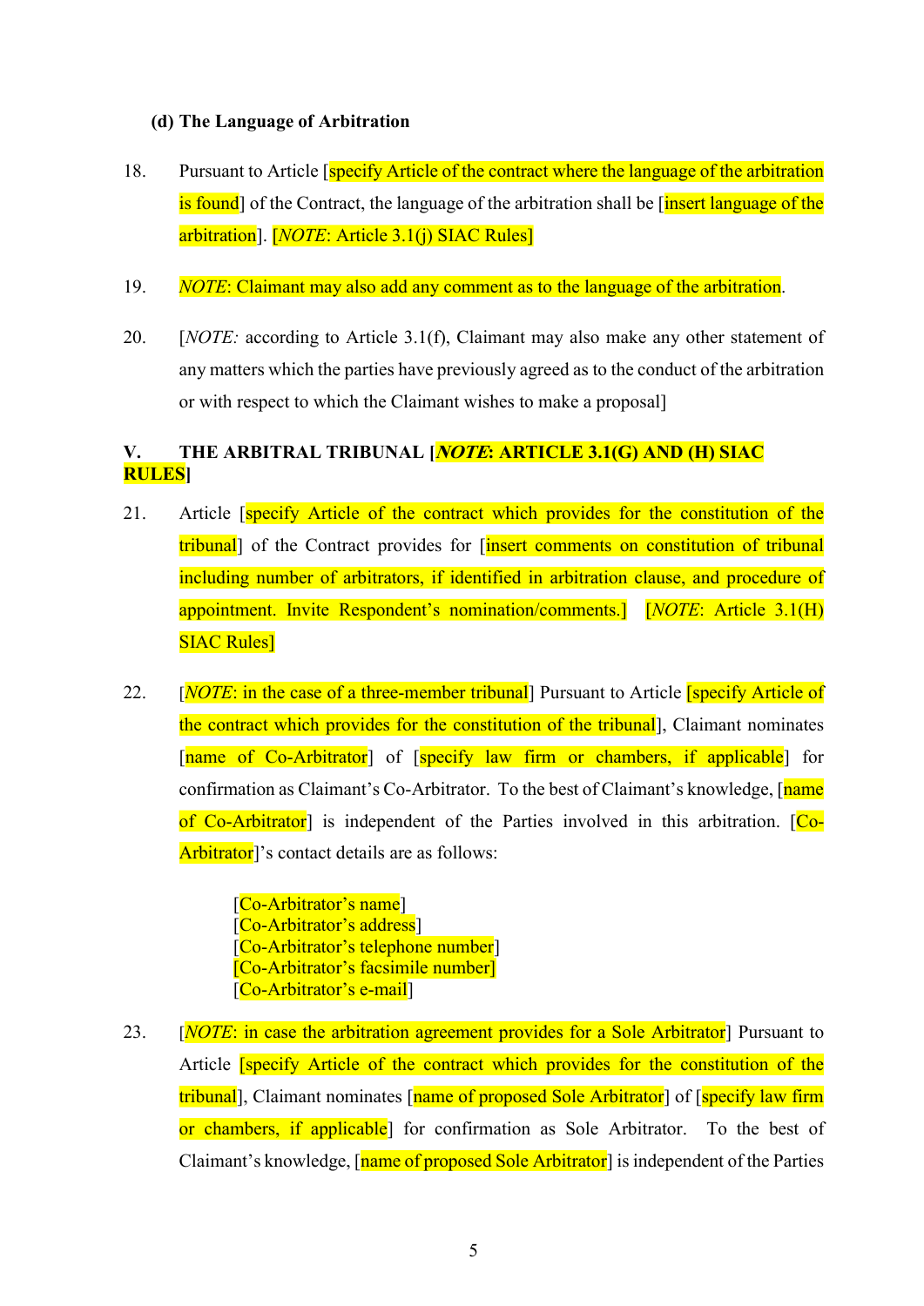**(d) The Language of Arbitration**

18. Pursuant to Article [specify Article of the contract where the language of the arbitration is found] of the Contract, the language of the arbitration shall be [insert language of the arbitration]. [*NOTE*: Article 3.1(j) SIAC Rules]

19. *NOTE*: Claimant may also add any comment as to the language of the arbitration.

20. [*NOTE:* according to Article 3.1(f), Claimant may also make any other statement of any matters which the parties have previously agreed as to the conduct of the arbitration or with respect to which the Claimant wishes to make a proposal]

## V. THE ARBITRAL TRIBUNAL [*NOTE*: ARTICLE 3.1(G) AND (H) SIAC RULES]

21. Article [specify Article of the contract which provides for the constitution of the tribunal] of the Contract provides for [insert comments on constitution of tribunal including number of arbitrators, if identified in arbitration clause, and procedure of appointment. Invite Respondent's nomination/comments.] [*NOTE*: Article 3.1(H) SIAC Rules]

22. [*NOTE*: in the case of a three-member tribunal] Pursuant to Article [specify Article of the contract which provides for the constitution of the tribunal], Claimant nominates [name of Co-Arbitrator] of [specify law firm or chambers, if applicable] for confirmation as Claimant's Co-Arbitrator. To the best of Claimant's knowledge, [name of Co-Arbitrator] is independent of the Parties involved in this arbitration. [Co-Arbitrator]'s contact details are as follows:

    [Co-Arbitrator's name]
    [Co-Arbitrator's address]
    [Co-Arbitrator's telephone number]
    [Co-Arbitrator's facsimile number]
    [Co-Arbitrator's e-mail]

23. [*NOTE*: in case the arbitration agreement provides for a Sole Arbitrator] Pursuant to Article [specify Article of the contract which provides for the constitution of the tribunal], Claimant nominates [name of proposed Sole Arbitrator] of [specify law firm or chambers, if applicable] for confirmation as Sole Arbitrator. To the best of Claimant's knowledge, [name of proposed Sole Arbitrator] is independent of the Parties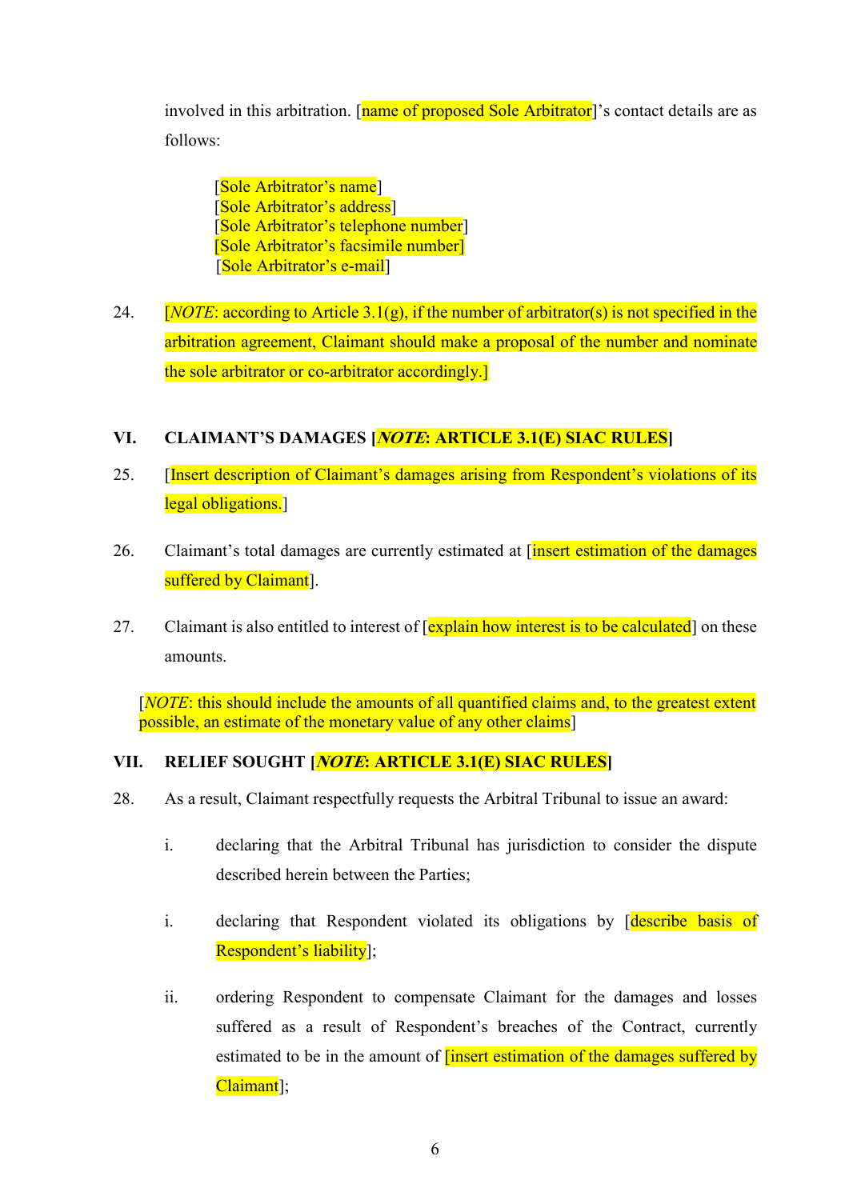involved in this arbitration. [name of proposed Sole Arbitrator]'s contact details are as follows:

> [Sole Arbitrator's name]
> [Sole Arbitrator's address]
> [Sole Arbitrator's telephone number]
> [Sole Arbitrator's facsimile number]
> [Sole Arbitrator's e-mail]

24. [*NOTE*: according to Article 3.1(g), if the number of arbitrator(s) is not specified in the arbitration agreement, Claimant should make a proposal of the number and nominate the sole arbitrator or co-arbitrator accordingly.]

## VI. CLAIMANT'S DAMAGES [*NOTE*: ARTICLE 3.1(E) SIAC RULES]

25. [Insert description of Claimant's damages arising from Respondent's violations of its legal obligations.]

26. Claimant's total damages are currently estimated at [insert estimation of the damages suffered by Claimant].

27. Claimant is also entitled to interest of [explain how interest is to be calculated] on these amounts.

[*NOTE*: this should include the amounts of all quantified claims and, to the greatest extent possible, an estimate of the monetary value of any other claims]

## VII. RELIEF SOUGHT [*NOTE*: ARTICLE 3.1(E) SIAC RULES]

28. As a result, Claimant respectfully requests the Arbitral Tribunal to issue an award:

    i. declaring that the Arbitral Tribunal has jurisdiction to consider the dispute described herein between the Parties;

    i. declaring that Respondent violated its obligations by [describe basis of Respondent's liability];

    ii. ordering Respondent to compensate Claimant for the damages and losses suffered as a result of Respondent's breaches of the Contract, currently estimated to be in the amount of [insert estimation of the damages suffered by Claimant];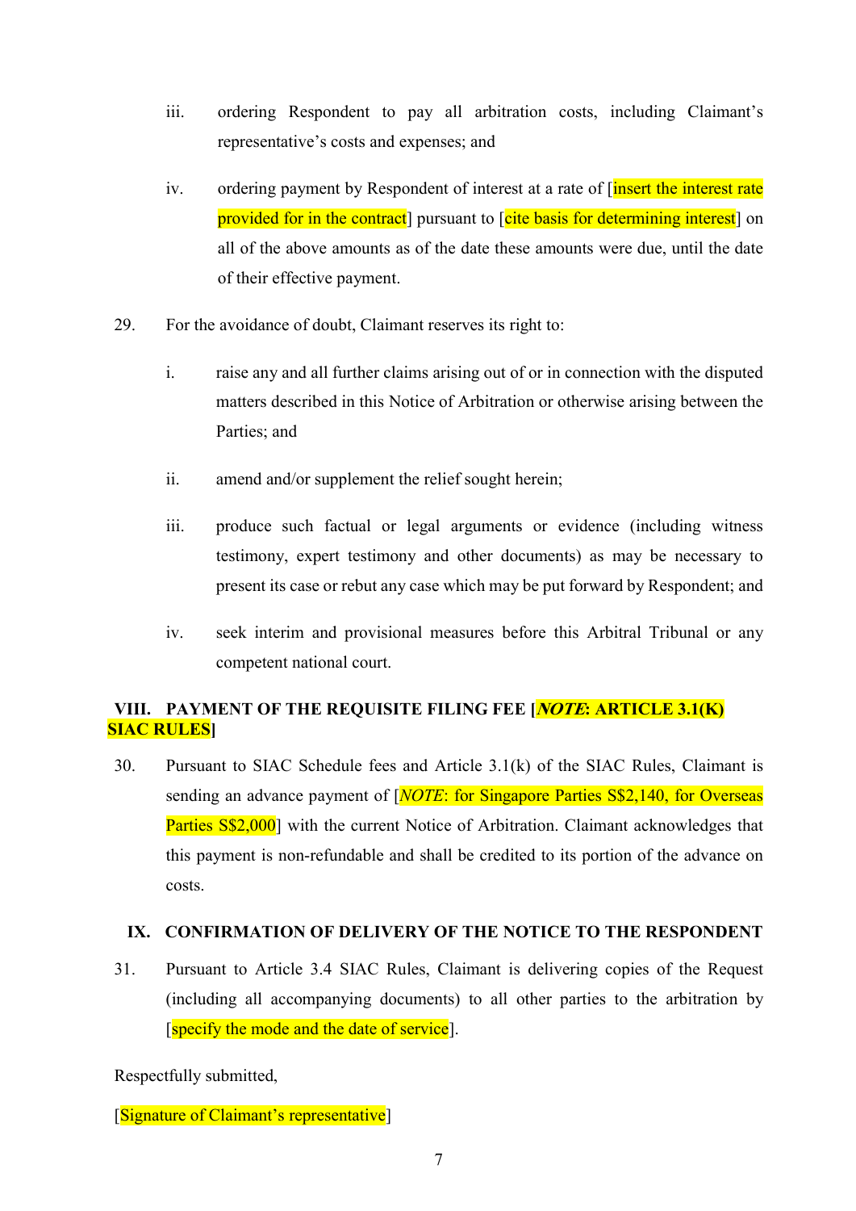iii. ordering Respondent to pay all arbitration costs, including Claimant's representative's costs and expenses; and

iv. ordering payment by Respondent of interest at a rate of [insert the interest rate provided for in the contract] pursuant to [cite basis for determining interest] on all of the above amounts as of the date these amounts were due, until the date of their effective payment.

29. For the avoidance of doubt, Claimant reserves its right to:

i. raise any and all further claims arising out of or in connection with the disputed matters described in this Notice of Arbitration or otherwise arising between the Parties; and

ii. amend and/or supplement the relief sought herein;

iii. produce such factual or legal arguments or evidence (including witness testimony, expert testimony and other documents) as may be necessary to present its case or rebut any case which may be put forward by Respondent; and

iv. seek interim and provisional measures before this Arbitral Tribunal or any competent national court.

## VIII. PAYMENT OF THE REQUISITE FILING FEE [***NOTE*: ARTICLE 3.1(K) SIAC RULES**]

30. Pursuant to SIAC Schedule fees and Article 3.1(k) of the SIAC Rules, Claimant is sending an advance payment of [*NOTE*: for Singapore Parties S$2,140, for Overseas Parties S$2,000] with the current Notice of Arbitration. Claimant acknowledges that this payment is non-refundable and shall be credited to its portion of the advance on costs.

## IX. CONFIRMATION OF DELIVERY OF THE NOTICE TO THE RESPONDENT

31. Pursuant to Article 3.4 SIAC Rules, Claimant is delivering copies of the Request (including all accompanying documents) to all other parties to the arbitration by [specify the mode and the date of service].

Respectfully submitted,

[Signature of Claimant's representative]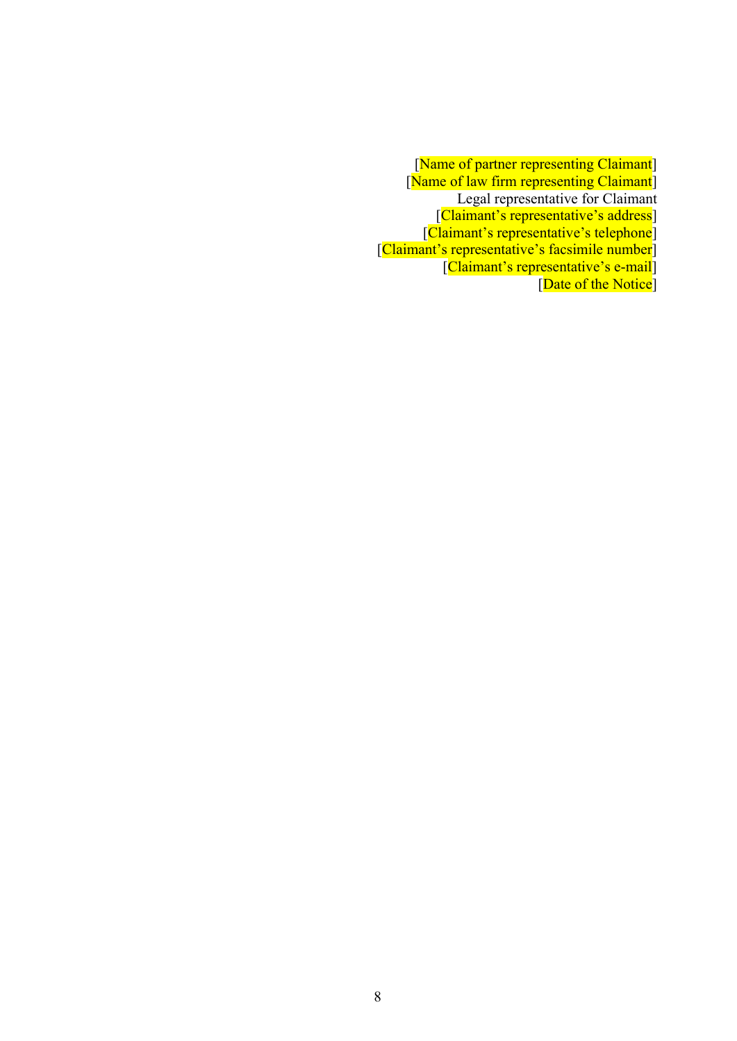[Name of partner representing Claimant]
[Name of law firm representing Claimant]
Legal representative for Claimant
[Claimant's representative's address]
[Claimant's representative's telephone]
[Claimant's representative's facsimile number]
[Claimant's representative's e-mail]
[Date of the Notice]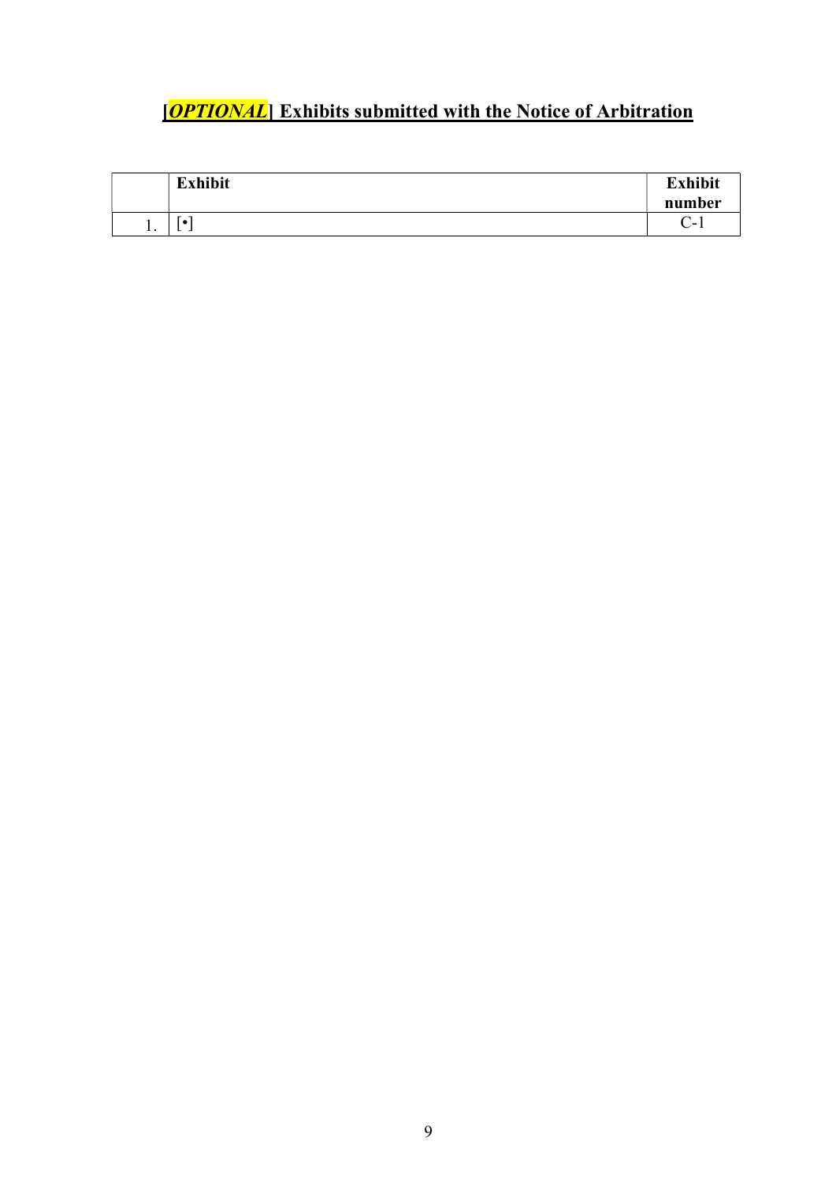# [*OPTIONAL*] Exhibits submitted with the Notice of Arbitration

| | Exhibit | Exhibit number |
|---|---|---|
| 1. | [•] | C-1 |